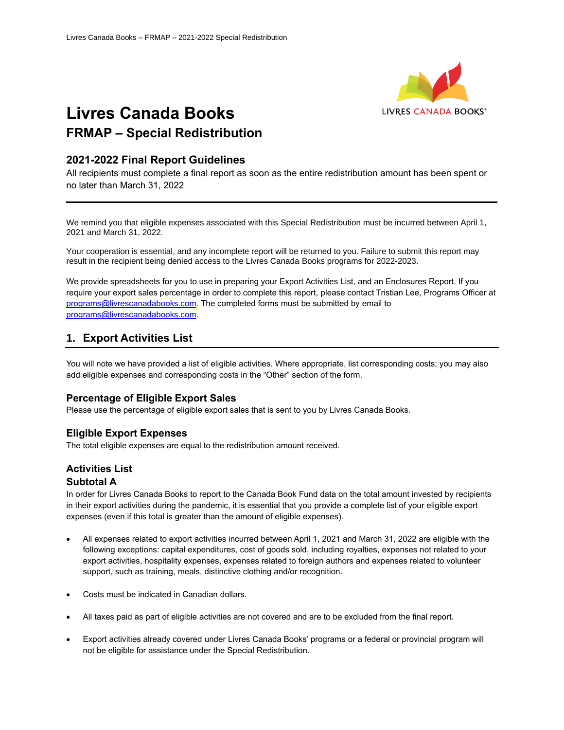# Livres Canada Books

## FRMAP – Special Redistribution

### 2021-2022 Final Report Guidelines

All recipients must complete a final report as soon as the entire redistribution amount has been spent or no later than March 31, 2022

---

We remind you that eligible expenses associated with this Special Redistribution must be incurred between April 1, 2021 and March 31, 2022.

Your cooperation is essential, and any incomplete report will be returned to you. Failure to submit this report may result in the recipient being denied access to the Livres Canada Books programs for 2022-2023.

We provide spreadsheets for you to use in preparing your Export Activities List, and an Enclosures Report. If you require your export sales percentage in order to complete this report, please contact Tristian Lee, Programs Officer at programs@livrescanadabooks.com. The completed forms must be submitted by email to programs@livrescanadabooks.com.

## 1. Export Activities List

You will note we have provided a list of eligible activities. Where appropriate, list corresponding costs; you may also add eligible expenses and corresponding costs in the "Other" section of the form.

### Percentage of Eligible Export Sales

Please use the percentage of eligible export sales that is sent to you by Livres Canada Books.

### Eligible Export Expenses

The total eligible expenses are equal to the redistribution amount received.

### Activities List

### Subtotal A

In order for Livres Canada Books to report to the Canada Book Fund data on the total amount invested by recipients in their export activities during the pandemic, it is essential that you provide a complete list of your eligible export expenses (even if this total is greater than the amount of eligible expenses).

- All expenses related to export activities incurred between April 1, 2021 and March 31, 2022 are eligible with the following exceptions: capital expenditures, cost of goods sold, including royalties, expenses not related to your export activities, hospitality expenses, expenses related to foreign authors and expenses related to volunteer support, such as training, meals, distinctive clothing and/or recognition.

- Costs must be indicated in Canadian dollars.

- All taxes paid as part of eligible activities are not covered and are to be excluded from the final report.

- Export activities already covered under Livres Canada Books' programs or a federal or provincial program will not be eligible for assistance under the Special Redistribution.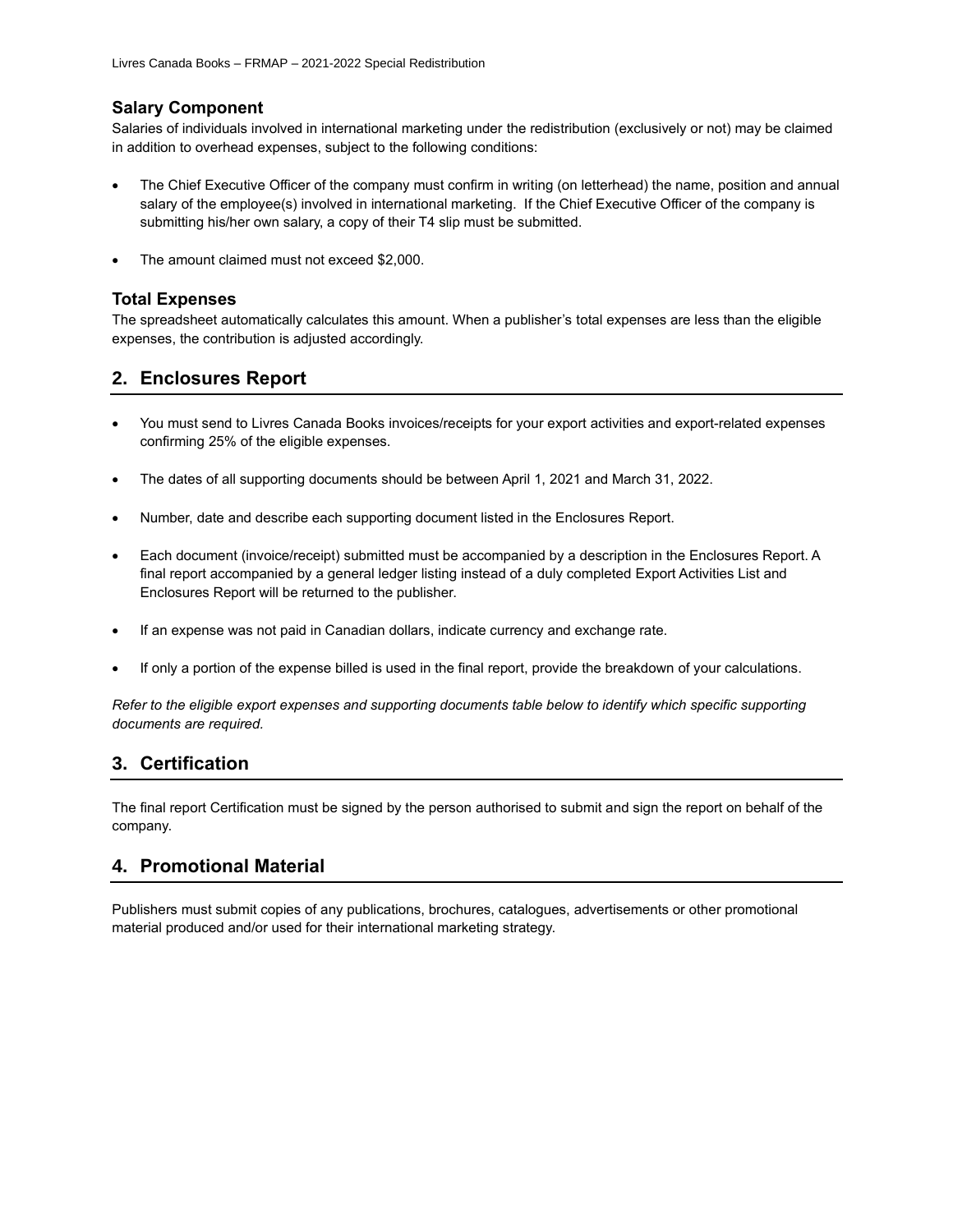### Salary Component

Salaries of individuals involved in international marketing under the redistribution (exclusively or not) may be claimed in addition to overhead expenses, subject to the following conditions:

- The Chief Executive Officer of the company must confirm in writing (on letterhead) the name, position and annual salary of the employee(s) involved in international marketing. If the Chief Executive Officer of the company is submitting his/her own salary, a copy of their T4 slip must be submitted.
- The amount claimed must not exceed $2,000.

### Total Expenses

The spreadsheet automatically calculates this amount. When a publisher's total expenses are less than the eligible expenses, the contribution is adjusted accordingly.

## 2. Enclosures Report

- You must send to Livres Canada Books invoices/receipts for your export activities and export-related expenses confirming 25% of the eligible expenses.
- The dates of all supporting documents should be between April 1, 2021 and March 31, 2022.
- Number, date and describe each supporting document listed in the Enclosures Report.
- Each document (invoice/receipt) submitted must be accompanied by a description in the Enclosures Report. A final report accompanied by a general ledger listing instead of a duly completed Export Activities List and Enclosures Report will be returned to the publisher.
- If an expense was not paid in Canadian dollars, indicate currency and exchange rate.
- If only a portion of the expense billed is used in the final report, provide the breakdown of your calculations.

*Refer to the eligible export expenses and supporting documents table below to identify which specific supporting documents are required.*

## 3. Certification

The final report Certification must be signed by the person authorised to submit and sign the report on behalf of the company.

## 4. Promotional Material

Publishers must submit copies of any publications, brochures, catalogues, advertisements or other promotional material produced and/or used for their international marketing strategy.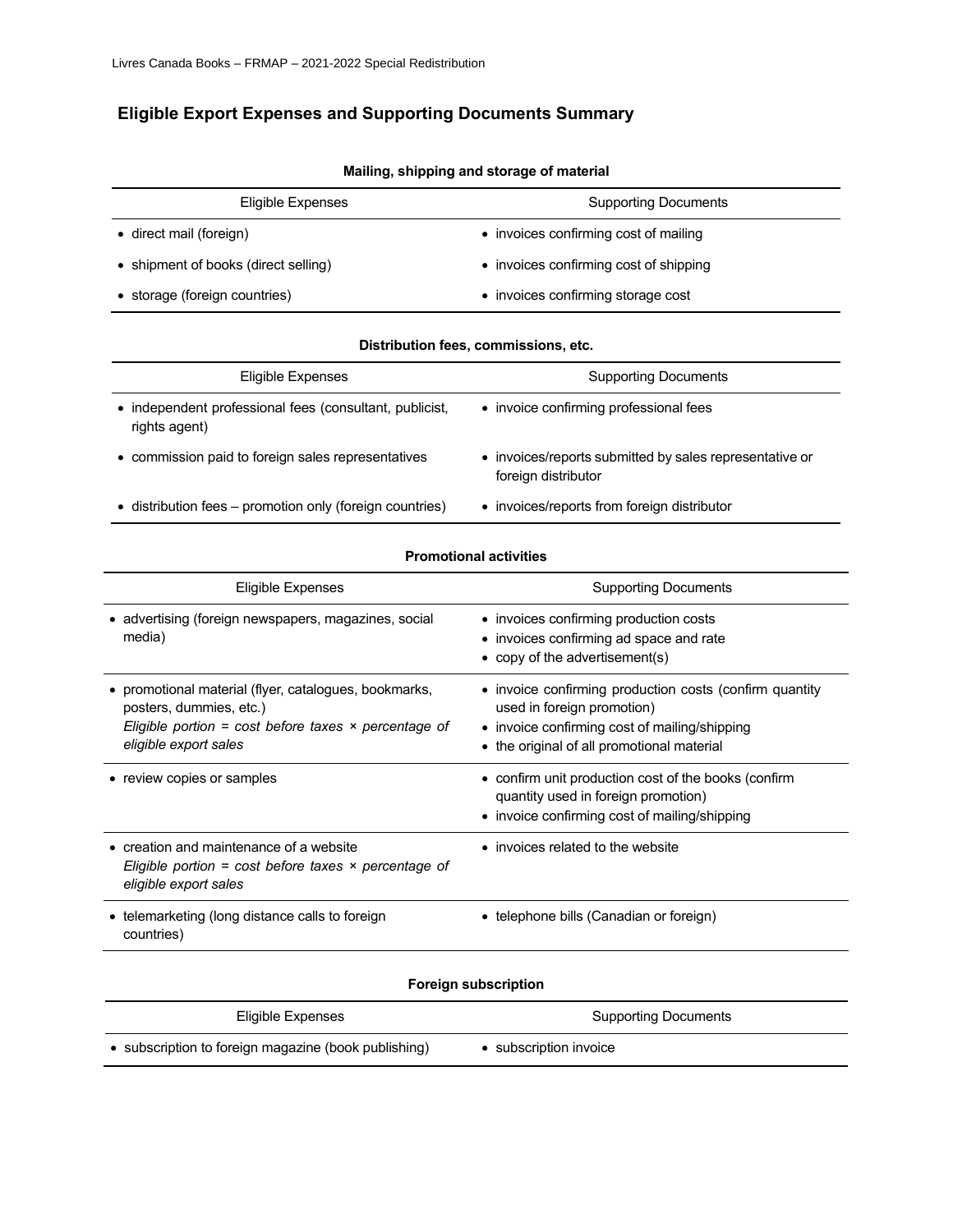## Eligible Export Expenses and Supporting Documents Summary

**Mailing, shipping and storage of material**

| Eligible Expenses | Supporting Documents |
|---|---|
| • direct mail (foreign) | • invoices confirming cost of mailing |
| • shipment of books (direct selling) | • invoices confirming cost of shipping |
| • storage (foreign countries) | • invoices confirming storage cost |

**Distribution fees, commissions, etc.**

| Eligible Expenses | Supporting Documents |
|---|---|
| • independent professional fees (consultant, publicist, rights agent) | • invoice confirming professional fees |
| • commission paid to foreign sales representatives | • invoices/reports submitted by sales representative or foreign distributor |
| • distribution fees – promotion only (foreign countries) | • invoices/reports from foreign distributor |

**Promotional activities**

| Eligible Expenses | Supporting Documents |
|---|---|
| • advertising (foreign newspapers, magazines, social media) | • invoices confirming production costs<br>• invoices confirming ad space and rate<br>• copy of the advertisement(s) |
| • promotional material (flyer, catalogues, bookmarks, posters, dummies, etc.)<br>*Eligible portion = cost before taxes × percentage of eligible export sales* | • invoice confirming production costs (confirm quantity used in foreign promotion)<br>• invoice confirming cost of mailing/shipping<br>• the original of all promotional material |
| • review copies or samples | • confirm unit production cost of the books (confirm quantity used in foreign promotion)<br>• invoice confirming cost of mailing/shipping |
| • creation and maintenance of a website<br>*Eligible portion = cost before taxes × percentage of eligible export sales* | • invoices related to the website |
| • telemarketing (long distance calls to foreign countries) | • telephone bills (Canadian or foreign) |

**Foreign subscription**

| Eligible Expenses | Supporting Documents |
|---|---|
| • subscription to foreign magazine (book publishing) | • subscription invoice |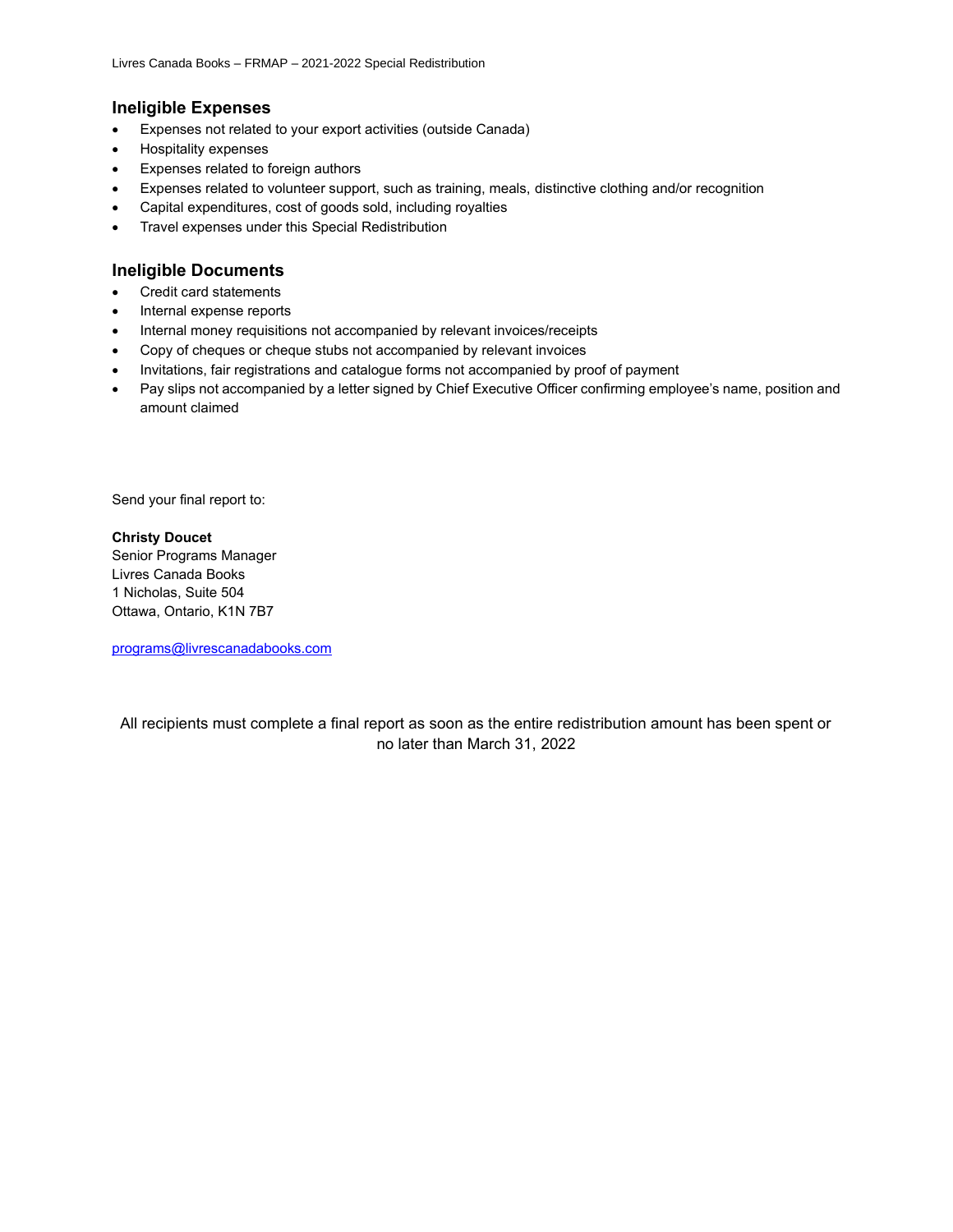## Ineligible Expenses

- Expenses not related to your export activities (outside Canada)
- Hospitality expenses
- Expenses related to foreign authors
- Expenses related to volunteer support, such as training, meals, distinctive clothing and/or recognition
- Capital expenditures, cost of goods sold, including royalties
- Travel expenses under this Special Redistribution

## Ineligible Documents

- Credit card statements
- Internal expense reports
- Internal money requisitions not accompanied by relevant invoices/receipts
- Copy of cheques or cheque stubs not accompanied by relevant invoices
- Invitations, fair registrations and catalogue forms not accompanied by proof of payment
- Pay slips not accompanied by a letter signed by Chief Executive Officer confirming employee's name, position and amount claimed

Send your final report to:

**Christy Doucet**
Senior Programs Manager
Livres Canada Books
1 Nicholas, Suite 504
Ottawa, Ontario, K1N 7B7

programs@livrescanadabooks.com

All recipients must complete a final report as soon as the entire redistribution amount has been spent or no later than March 31, 2022